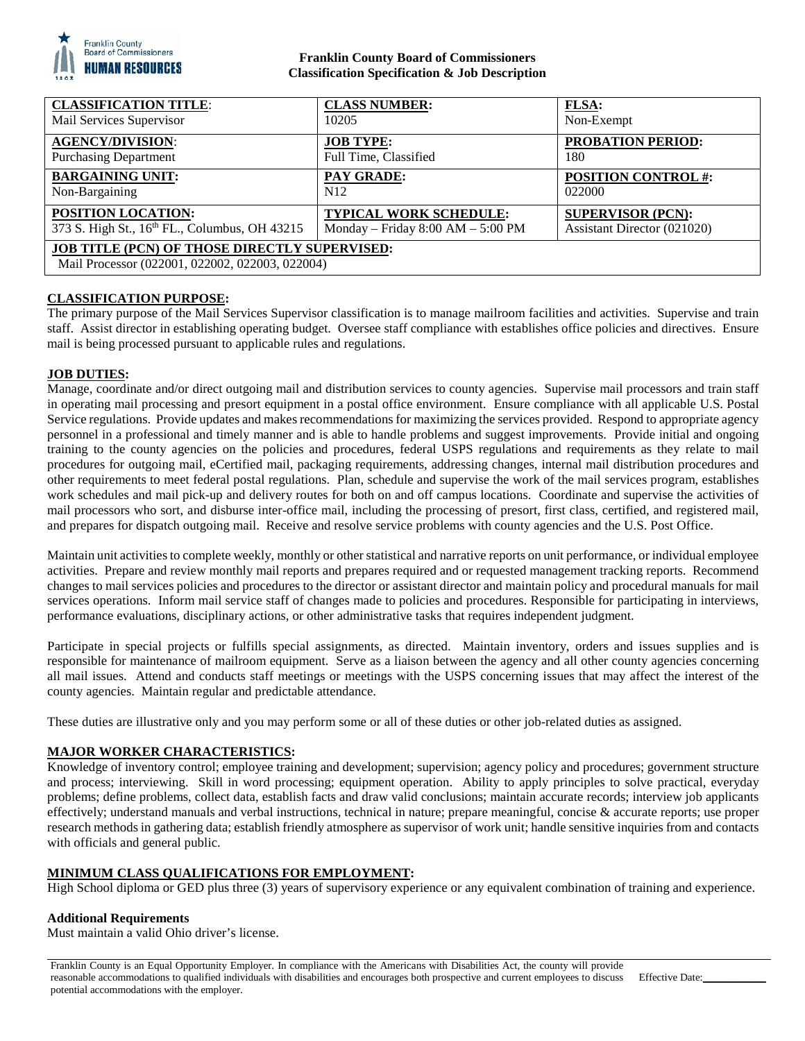**Franklin County Board of Commissioners**
**Classification Specification & Job Description**

| **CLASSIFICATION TITLE**:<br>Mail Services Supervisor | **CLASS NUMBER:**<br>10205 | **FLSA:**<br>Non-Exempt |
|---|---|---|
| **AGENCY/DIVISION**:<br>Purchasing Department | **JOB TYPE:**<br>Full Time, Classified | **PROBATION PERIOD:**<br>180 |
| **BARGAINING UNIT:**<br>Non-Bargaining | **PAY GRADE:**<br>N12 | **POSITION CONTROL #:**<br>022000 |
| **POSITION LOCATION:**<br>373 S. High St., 16th FL., Columbus, OH 43215 | **TYPICAL WORK SCHEDULE:**<br>Monday – Friday 8:00 AM – 5:00 PM | **SUPERVISOR (PCN):**<br>Assistant Director (021020) |
| **JOB TITLE (PCN) OF THOSE DIRECTLY SUPERVISED:**<br>Mail Processor (022001, 022002, 022003, 022004) | | |

## CLASSIFICATION PURPOSE:

The primary purpose of the Mail Services Supervisor classification is to manage mailroom facilities and activities. Supervise and train staff. Assist director in establishing operating budget. Oversee staff compliance with establishes office policies and directives. Ensure mail is being processed pursuant to applicable rules and regulations.

## JOB DUTIES:

Manage, coordinate and/or direct outgoing mail and distribution services to county agencies. Supervise mail processors and train staff in operating mail processing and presort equipment in a postal office environment. Ensure compliance with all applicable U.S. Postal Service regulations. Provide updates and makes recommendations for maximizing the services provided. Respond to appropriate agency personnel in a professional and timely manner and is able to handle problems and suggest improvements. Provide initial and ongoing training to the county agencies on the policies and procedures, federal USPS regulations and requirements as they relate to mail procedures for outgoing mail, eCertified mail, packaging requirements, addressing changes, internal mail distribution procedures and other requirements to meet federal postal regulations. Plan, schedule and supervise the work of the mail services program, establishes work schedules and mail pick-up and delivery routes for both on and off campus locations. Coordinate and supervise the activities of mail processors who sort, and disburse inter-office mail, including the processing of presort, first class, certified, and registered mail, and prepares for dispatch outgoing mail. Receive and resolve service problems with county agencies and the U.S. Post Office.

Maintain unit activities to complete weekly, monthly or other statistical and narrative reports on unit performance, or individual employee activities. Prepare and review monthly mail reports and prepares required and or requested management tracking reports. Recommend changes to mail services policies and procedures to the director or assistant director and maintain policy and procedural manuals for mail services operations. Inform mail service staff of changes made to policies and procedures. Responsible for participating in interviews, performance evaluations, disciplinary actions, or other administrative tasks that requires independent judgment.

Participate in special projects or fulfills special assignments, as directed. Maintain inventory, orders and issues supplies and is responsible for maintenance of mailroom equipment. Serve as a liaison between the agency and all other county agencies concerning all mail issues. Attend and conducts staff meetings or meetings with the USPS concerning issues that may affect the interest of the county agencies. Maintain regular and predictable attendance.

These duties are illustrative only and you may perform some or all of these duties or other job-related duties as assigned.

## MAJOR WORKER CHARACTERISTICS:

Knowledge of inventory control; employee training and development; supervision; agency policy and procedures; government structure and process; interviewing. Skill in word processing; equipment operation. Ability to apply principles to solve practical, everyday problems; define problems, collect data, establish facts and draw valid conclusions; maintain accurate records; interview job applicants effectively; understand manuals and verbal instructions, technical in nature; prepare meaningful, concise & accurate reports; use proper research methods in gathering data; establish friendly atmosphere as supervisor of work unit; handle sensitive inquiries from and contacts with officials and general public.

## MINIMUM CLASS QUALIFICATIONS FOR EMPLOYMENT:

High School diploma or GED plus three (3) years of supervisory experience or any equivalent combination of training and experience.

### Additional Requirements

Must maintain a valid Ohio driver's license.

Franklin County is an Equal Opportunity Employer. In compliance with the Americans with Disabilities Act, the county will provide reasonable accommodations to qualified individuals with disabilities and encourages both prospective and current employees to discuss potential accommodations with the employer. Effective Date:\_\_\_\_\_\_\_\_\_\_\_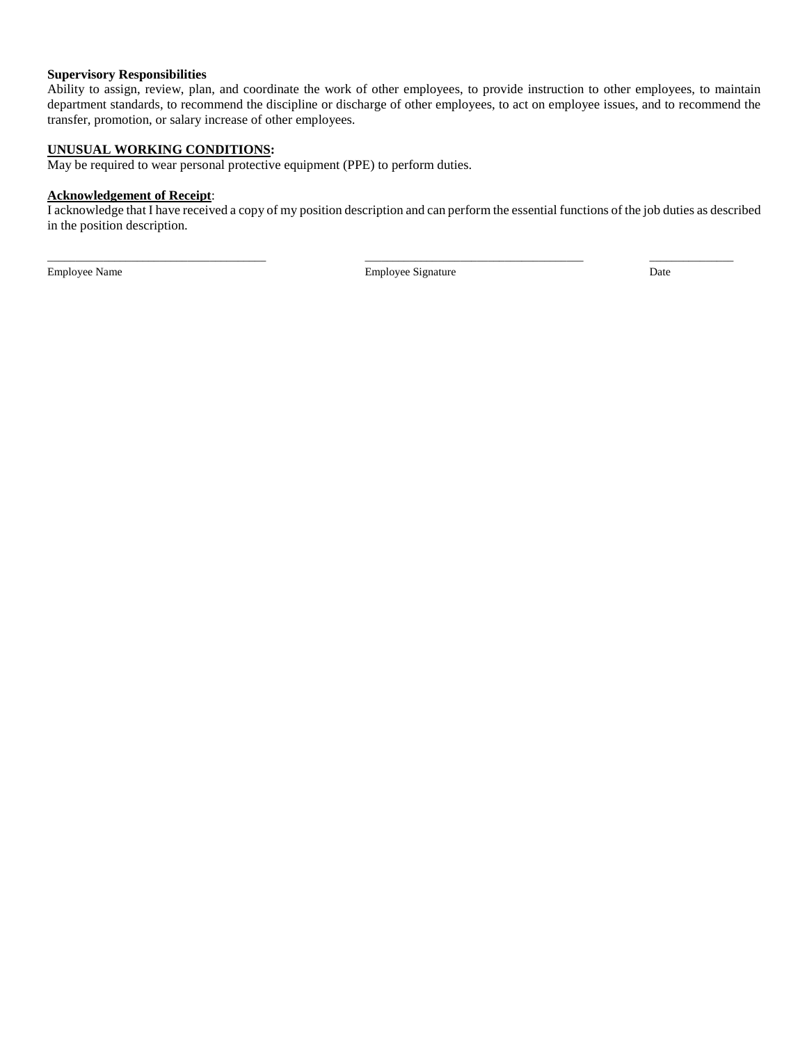**Supervisory Responsibilities**

Ability to assign, review, plan, and coordinate the work of other employees, to provide instruction to other employees, to maintain department standards, to recommend the discipline or discharge of other employees, to act on employee issues, and to recommend the transfer, promotion, or salary increase of other employees.

**UNUSUAL WORKING CONDITIONS:**

May be required to wear personal protective equipment (PPE) to perform duties.

**Acknowledgement of Receipt**:

I acknowledge that I have received a copy of my position description and can perform the essential functions of the job duties as described in the position description.

| | | |
|---|---|---|
| ____________________________________ | ____________________________________ | ______________ |
| Employee Name | Employee Signature | Date |